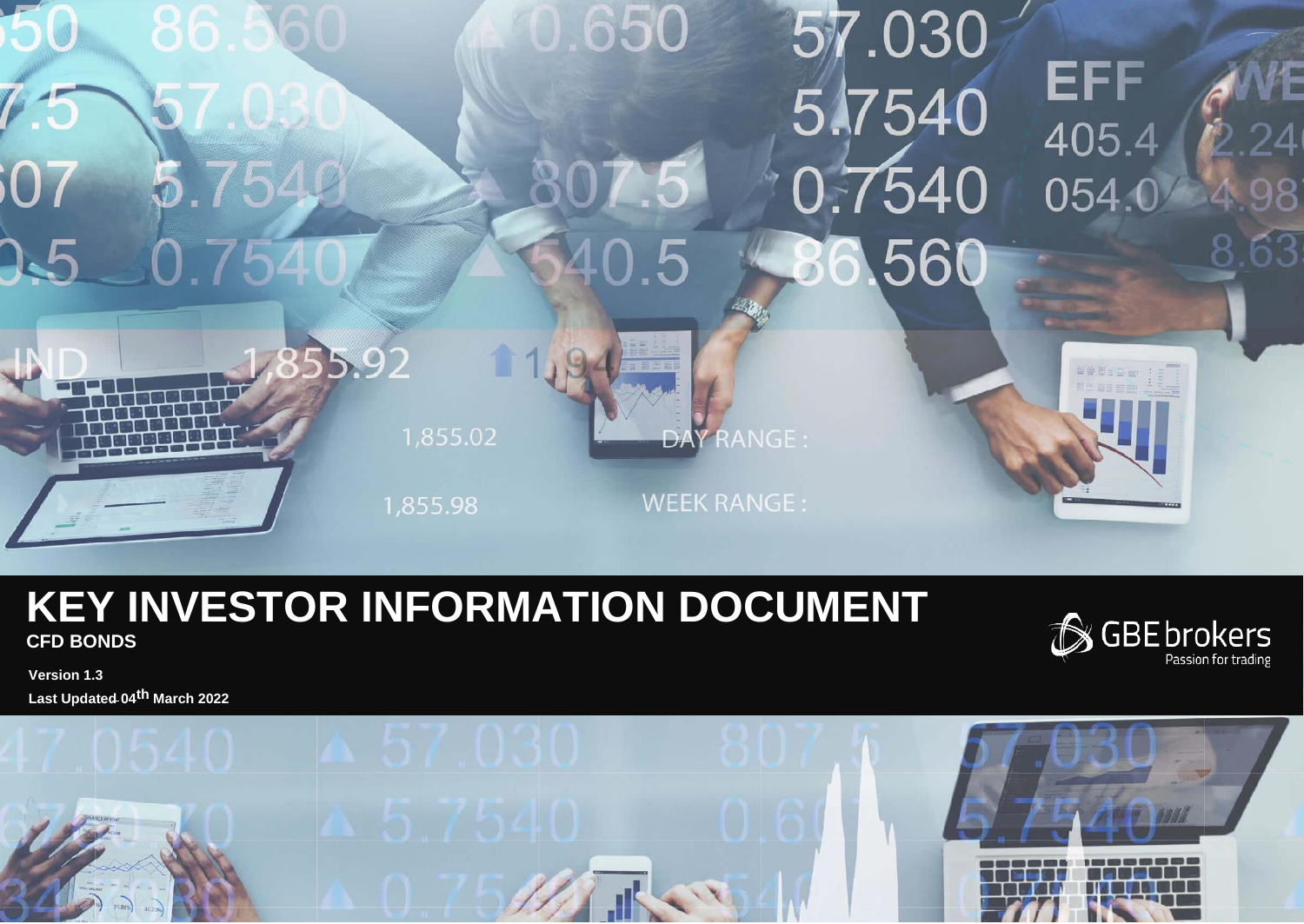# KEY INVESTOR INFORMATION DOCUMENT

**CFD BONDS**

GBE brokers
Passion for trading

**Version 1.3**

**Last Updated 04th March 2022**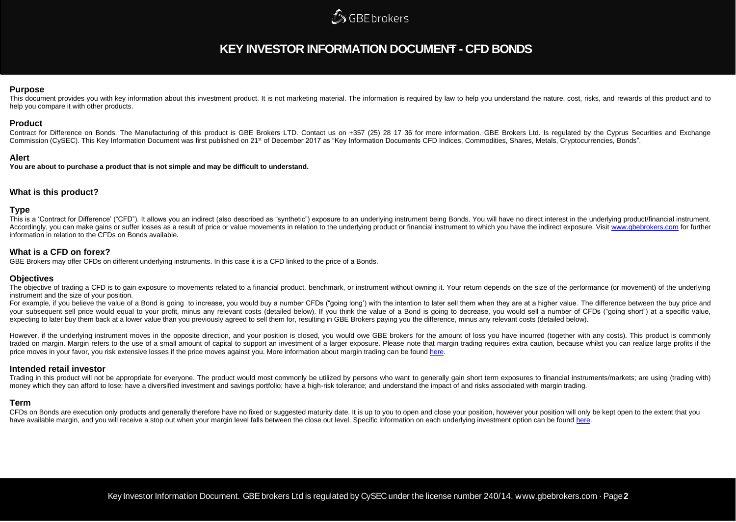# KEY INVESTOR INFORMATION DOCUMENT - CFD BONDS

## Purpose

This document provides you with key information about this investment product. It is not marketing material. The information is required by law to help you understand the nature, cost, risks, and rewards of this product and to help you compare it with other products.

## Product

Contract for Difference on Bonds. The Manufacturing of this product is GBE Brokers LTD. Contact us on +357 (25) 28 17 36 for more information. GBE Brokers Ltd. Is regulated by the Cyprus Securities and Exchange Commission (CySEC). This Key Information Document was first published on 21st of December 2017 as "Key Information Documents CFD Indices, Commodities, Shares, Metals, Cryptocurrencies, Bonds".

## Alert

**You are about to purchase a product that is not simple and may be difficult to understand.**

## What is this product?

## Type

This is a 'Contract for Difference' ("CFD"). It allows you an indirect (also described as "synthetic") exposure to an underlying instrument being Bonds. You will have no direct interest in the underlying product/financial instrument. Accordingly, you can make gains or suffer losses as a result of price or value movements in relation to the underlying product or financial instrument to which you have the indirect exposure. Visit www.gbebrokers.com for further information in relation to the CFDs on Bonds available.

## What is a CFD on forex?

GBE Brokers may offer CFDs on different underlying instruments. In this case it is a CFD linked to the price of a Bonds.

## Objectives

The objective of trading a CFD is to gain exposure to movements related to a financial product, benchmark, or instrument without owning it. Your return depends on the size of the performance (or movement) of the underlying instrument and the size of your position.

For example, if you believe the value of a Bond is going to increase, you would buy a number CFDs ("going long') with the intention to later sell them when they are at a higher value. The difference between the buy price and your subsequent sell price would equal to your profit, minus any relevant costs (detailed below). If you think the value of a Bond is going to decrease, you would sell a number of CFDs ("going short") at a specific value, expecting to later buy them back at a lower value than you previously agreed to sell them for, resulting in GBE Brokers paying you the difference, minus any relevant costs (detailed below).

However, if the underlying instrument moves in the opposite direction, and your position is closed, you would owe GBE brokers for the amount of loss you have incurred (together with any costs). This product is commonly traded on margin. Margin refers to the use of a small amount of capital to support an investment of a larger exposure. Please note that margin trading requires extra caution, because whilst you can realize large profits if the price moves in your favor, you risk extensive losses if the price moves against you. More information about margin trading can be found here.

## Intended retail investor

Trading in this product will not be appropriate for everyone. The product would most commonly be utilized by persons who want to generally gain short term exposures to financial instruments/markets; are using (trading with) money which they can afford to lose; have a diversified investment and savings portfolio; have a high-risk tolerance; and understand the impact of and risks associated with margin trading.

## Term

CFDs on Bonds are execution only products and generally therefore have no fixed or suggested maturity date. It is up to you to open and close your position, however your position will only be kept open to the extent that you have available margin, and you will receive a stop out when your margin level falls between the close out level. Specific information on each underlying investment option can be found here.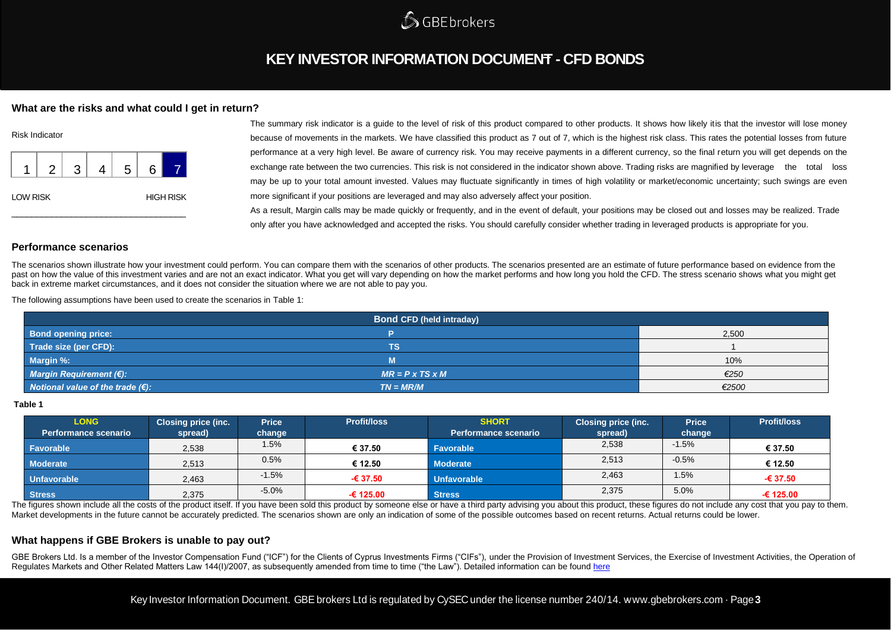# KEY INVESTOR INFORMATION DOCUMENT - CFD BONDS

## What are the risks and what could I get in return?

Risk Indicator

| 1 | 2 | 3 | 4 | 5 | 6 | 7 |
|---|---|---|---|---|---|---|

LOW RISK HIGH RISK

The summary risk indicator is a guide to the level of risk of this product compared to other products. It shows how likely itis that the investor will lose money because of movements in the markets. We have classified this product as 7 out of 7, which is the highest risk class. This rates the potential losses from future performance at a very high level. Be aware of currency risk. You may receive payments in a different currency, so the final return you will get depends on the exchange rate between the two currencies. This risk is not considered in the indicator shown above. Trading risks are magnified by leverage the total loss may be up to your total amount invested. Values may fluctuate significantly in times of high volatility or market/economic uncertainty; such swings are even more significant if your positions are leveraged and may also adversely affect your position.

As a result, Margin calls may be made quickly or frequently, and in the event of default, your positions may be closed out and losses may be realized. Trade only after you have acknowledged and accepted the risks. You should carefully consider whether trading in leveraged products is appropriate for you.

## Performance scenarios

The scenarios shown illustrate how your investment could perform. You can compare them with the scenarios of other products. The scenarios presented are an estimate of future performance based on evidence from the past on how the value of this investment varies and are not an exact indicator. What you get will vary depending on how the market performs and how long you hold the CFD. The stress scenario shows what you might get back in extreme market circumstances, and it does not consider the situation where we are not able to pay you.

The following assumptions have been used to create the scenarios in Table 1:

| Bond CFD (held intraday) | | |
|---|---|---|
| **Bond opening price:** | **P** | 2,500 |
| **Trade size (per CFD):** | **TS** | 1 |
| **Margin %:** | **M** | 10% |
| ***Margin Requirement (€):*** | ***MR = P x TS x M*** | *€250* |
| ***Notional value of the trade (€):*** | ***TN = MR/M*** | *€2500* |

**Table 1**

| LONG Performance scenario | Closing price (inc. spread) | Price change | Profit/loss | SHORT Performance scenario | Closing price (inc. spread) | Price change | Profit/loss |
|---|---|---|---|---|---|---|---|
| **Favorable** | 2,538 | 1.5% | **€ 37.50** | **Favorable** | 2,538 | -1.5% | **€ 37.50** |
| **Moderate** | 2,513 | 0.5% | **€ 12.50** | **Moderate** | 2,513 | -0.5% | **€ 12.50** |
| **Unfavorable** | 2,463 | -1.5% | **-€ 37.50** | **Unfavorable** | 2,463 | 1.5% | **-€ 37.50** |
| **Stress** | 2,375 | -5.0% | **-€ 125.00** | **Stress** | 2,375 | 5.0% | **-€ 125.00** |

The figures shown include all the costs of the product itself. If you have been sold this product by someone else or have a third party advising you about this product, these figures do not include any cost that you pay to them. Market developments in the future cannot be accurately predicted. The scenarios shown are only an indication of some of the possible outcomes based on recent returns. Actual returns could be lower.

## What happens if GBE Brokers is unable to pay out?

GBE Brokers Ltd. Is a member of the Investor Compensation Fund ("ICF") for the Clients of Cyprus Investments Firms ("CIFs"), under the Provision of Investment Services, the Exercise of Investment Activities, the Operation of Regulates Markets and Other Related Matters Law 144(I)/2007, as subsequently amended from time to time ("the Law"). Detailed information can be found here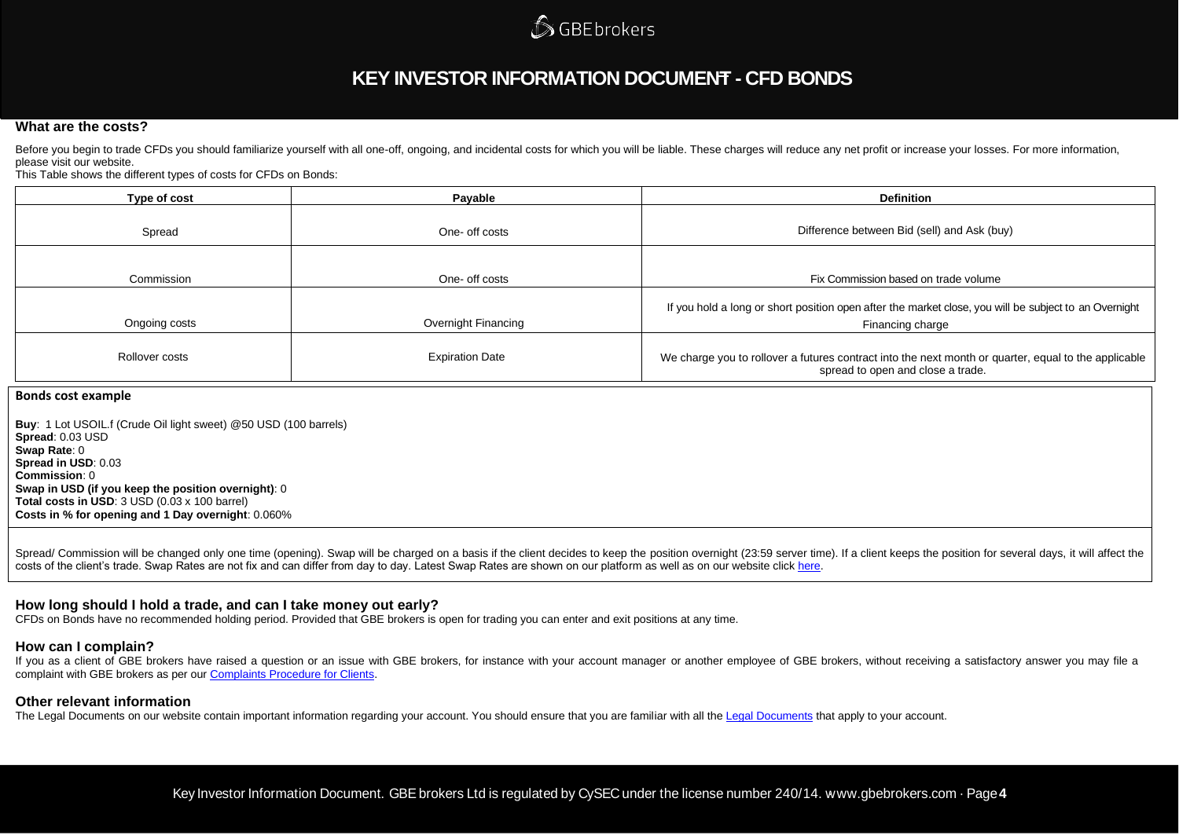# KEY INVESTOR INFORMATION DOCUMENT - CFD BONDS

## What are the costs?

Before you begin to trade CFDs you should familiarize yourself with all one-off, ongoing, and incidental costs for which you will be liable. These charges will reduce any net profit or increase your losses. For more information, please visit our website.

This Table shows the different types of costs for CFDs on Bonds:

| Type of cost | Payable | Definition |
|---|---|---|
| Spread | One- off costs | Difference between Bid (sell) and Ask (buy) |
| Commission | One- off costs | Fix Commission based on trade volume |
| Ongoing costs | Overnight Financing | If you hold a long or short position open after the market close, you will be subject to an Overnight Financing charge |
| Rollover costs | Expiration Date | We charge you to rollover a futures contract into the next month or quarter, equal to the applicable spread to open and close a trade. |

**Bonds cost example**

**Buy**: 1 Lot USOIL.f (Crude Oil light sweet) @50 USD (100 barrels)
**Spread**: 0.03 USD
**Swap Rate**: 0
**Spread in USD**: 0.03
**Commission**: 0
**Swap in USD (if you keep the position overnight)**: 0
**Total costs in USD**: 3 USD (0.03 x 100 barrel)
**Costs in % for opening and 1 Day overnight**: 0.060%

Spread/ Commission will be changed only one time (opening). Swap will be charged on a basis if the client decides to keep the position overnight (23:59 server time). If a client keeps the position for several days, it will affect the costs of the client's trade. Swap Rates are not fix and can differ from day to day. Latest Swap Rates are shown on our platform as well as on our website click here.

## How long should I hold a trade, and can I take money out early?

CFDs on Bonds have no recommended holding period. Provided that GBE brokers is open for trading you can enter and exit positions at any time.

## How can I complain?

If you as a client of GBE brokers have raised a question or an issue with GBE brokers, for instance with your account manager or another employee of GBE brokers, without receiving a satisfactory answer you may file a complaint with GBE brokers as per our Complaints Procedure for Clients.

## Other relevant information

The Legal Documents on our website contain important information regarding your account. You should ensure that you are familiar with all the Legal Documents that apply to your account.

Key Investor Information Document. GBE brokers Ltd is regulated by CySEC under the license number 240/14. www.gbebrokers.com